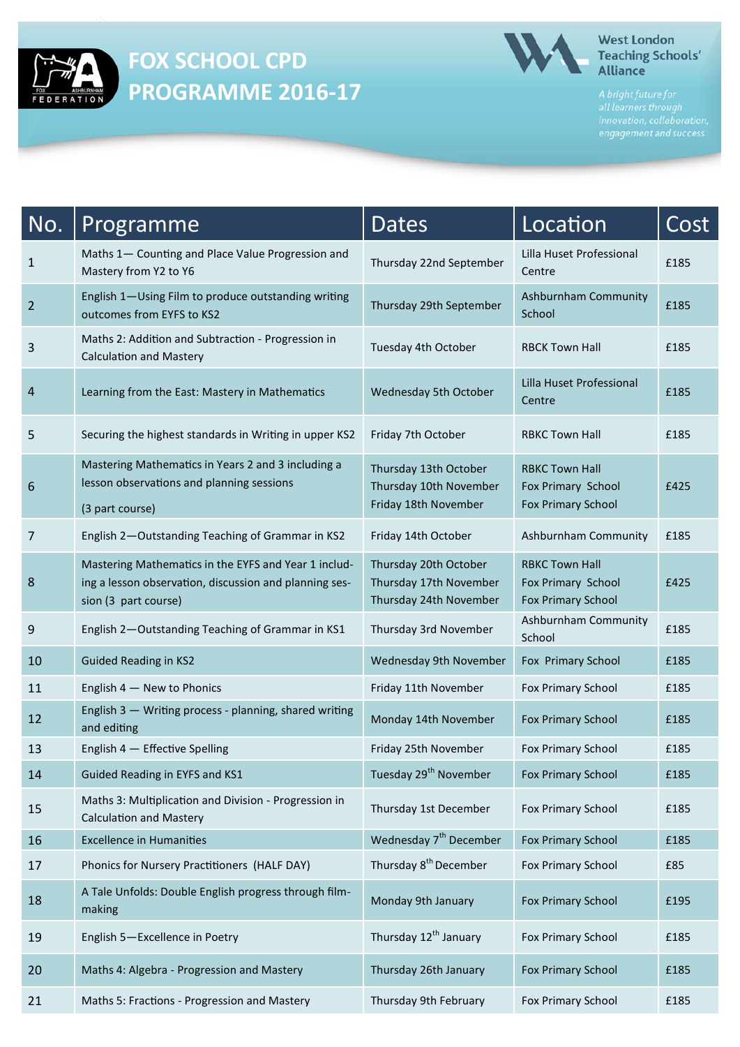# FOX SCHOOL CPD PROGRAMME 2016-17

West London Teaching Schools' Alliance

*A bright future for all learners through innovation, collaboration, engagement and success*

| No. | Programme | Dates | Location | Cost |
|---|---|---|---|---|
| 1 | Maths 1— Counting and Place Value Progression and Mastery from Y2 to Y6 | Thursday 22nd September | Lilla Huset Professional Centre | £185 |
| 2 | English 1—Using Film to produce outstanding writing outcomes from EYFS to KS2 | Thursday 29th September | Ashburnham Community School | £185 |
| 3 | Maths 2: Addition and Subtraction - Progression in Calculation and Mastery | Tuesday 4th October | RBCK Town Hall | £185 |
| 4 | Learning from the East: Mastery in Mathematics | Wednesday 5th October | Lilla Huset Professional Centre | £185 |
| 5 | Securing the highest standards in Writing in upper KS2 | Friday 7th October | RBKC Town Hall | £185 |
| 6 | Mastering Mathematics in Years 2 and 3 including a lesson observations and planning sessions (3 part course) | Thursday 13th October<br>Thursday 10th November<br>Friday 18th November | RBKC Town Hall<br>Fox Primary School<br>Fox Primary School | £425 |
| 7 | English 2—Outstanding Teaching of Grammar in KS2 | Friday 14th October | Ashburnham Community | £185 |
| 8 | Mastering Mathematics in the EYFS and Year 1 including a lesson observation, discussion and planning session (3 part course) | Thursday 20th October<br>Thursday 17th November<br>Thursday 24th November | RBKC Town Hall<br>Fox Primary School<br>Fox Primary School | £425 |
| 9 | English 2—Outstanding Teaching of Grammar in KS1 | Thursday 3rd November | Ashburnham Community School | £185 |
| 10 | Guided Reading in KS2 | Wednesday 9th November | Fox Primary School | £185 |
| 11 | English 4 — New to Phonics | Friday 11th November | Fox Primary School | £185 |
| 12 | English 3 — Writing process - planning, shared writing and editing | Monday 14th November | Fox Primary School | £185 |
| 13 | English 4 — Effective Spelling | Friday 25th November | Fox Primary School | £185 |
| 14 | Guided Reading in EYFS and KS1 | Tuesday 29th November | Fox Primary School | £185 |
| 15 | Maths 3: Multiplication and Division - Progression in Calculation and Mastery | Thursday 1st December | Fox Primary School | £185 |
| 16 | Excellence in Humanities | Wednesday 7th December | Fox Primary School | £185 |
| 17 | Phonics for Nursery Practitioners (HALF DAY) | Thursday 8th December | Fox Primary School | £85 |
| 18 | A Tale Unfolds: Double English progress through film-making | Monday 9th January | Fox Primary School | £195 |
| 19 | English 5—Excellence in Poetry | Thursday 12th January | Fox Primary School | £185 |
| 20 | Maths 4: Algebra - Progression and Mastery | Thursday 26th January | Fox Primary School | £185 |
| 21 | Maths 5: Fractions - Progression and Mastery | Thursday 9th February | Fox Primary School | £185 |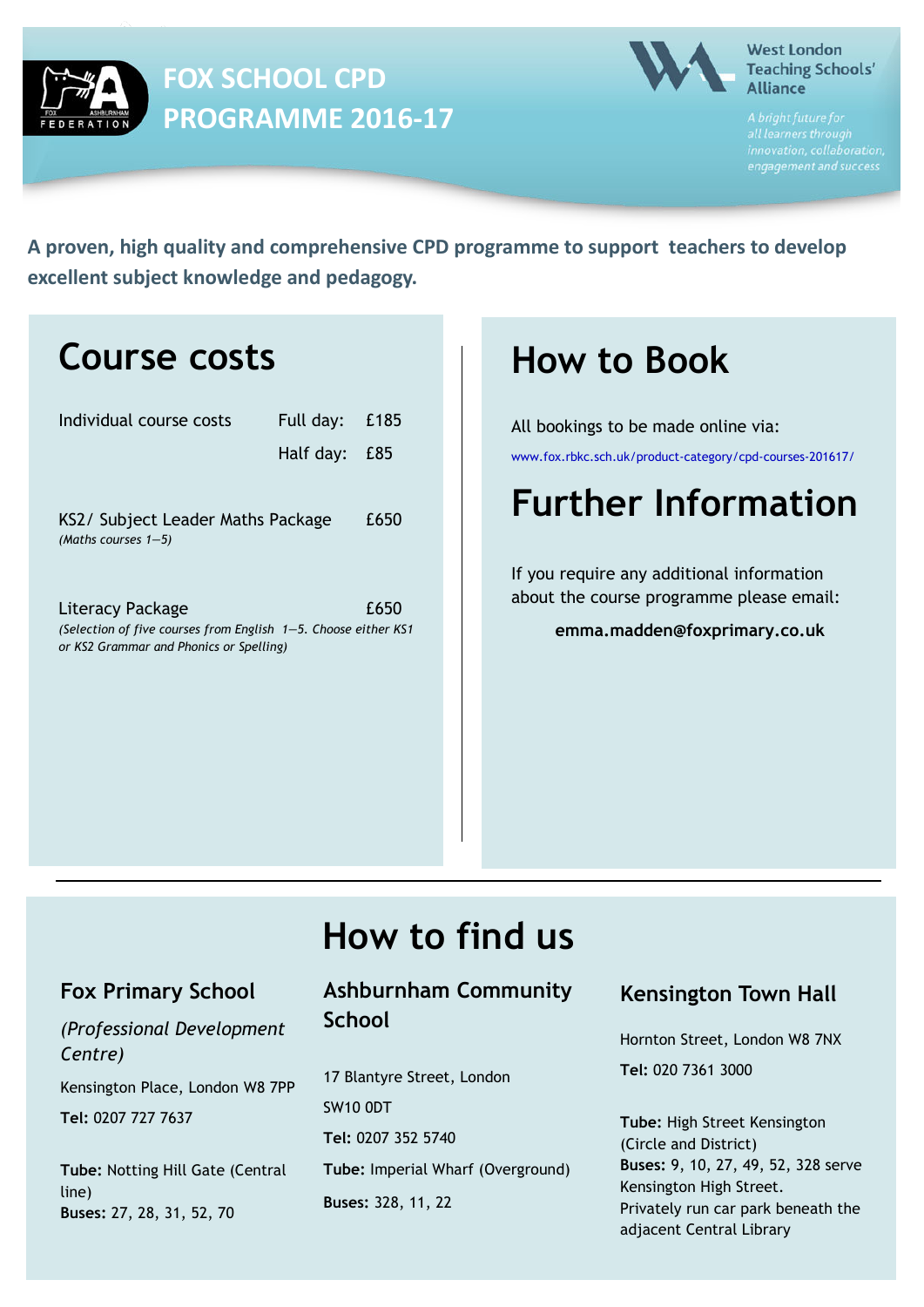# FOX SCHOOL CPD PROGRAMME 2016-17

West London Teaching Schools' Alliance

*A bright future for all learners through innovation, collaboration, engagement and success*

**A proven, high quality and comprehensive CPD programme to support teachers to develop excellent subject knowledge and pedagogy.**

## Course costs

| | | |
|---|---|---|
| Individual course costs | Full day: | £185 |
| | Half day: | £85 |

KS2/ Subject Leader Maths Package — £650
*(Maths courses 1—5)*

Literacy Package — £650
*(Selection of five courses from English 1—5. Choose either KS1 or KS2 Grammar and Phonics or Spelling)*

## How to Book

All bookings to be made online via:

www.fox.rbkc.sch.uk/product-category/cpd-courses-201617/

## Further Information

If you require any additional information about the course programme please email:

**emma.madden@foxprimary.co.uk**

## How to find us

### Fox Primary School

*(Professional Development Centre)*

Kensington Place, London W8 7PP

**Tel:** 0207 727 7637

**Tube:** Notting Hill Gate (Central line)
**Buses:** 27, 28, 31, 52, 70

### Ashburnham Community School

17 Blantyre Street, London SW10 0DT

**Tel:** 0207 352 5740

**Tube:** Imperial Wharf (Overground)

**Buses:** 328, 11, 22

### Kensington Town Hall

Hornton Street, London W8 7NX

**Tel:** 020 7361 3000

**Tube:** High Street Kensington (Circle and District)
**Buses:** 9, 10, 27, 49, 52, 328 serve Kensington High Street.
Privately run car park beneath the adjacent Central Library